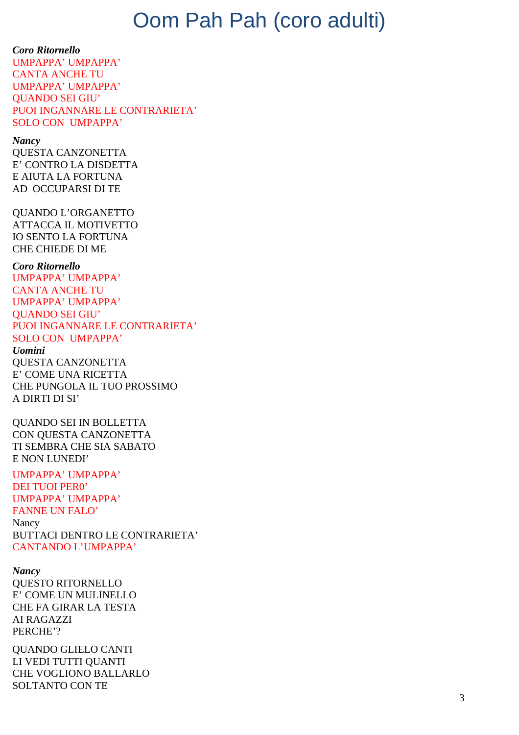# Oom Pah Pah (coro adulti)

***Coro Ritornello***
UMPAPPA' UMPAPPA'
CANTA ANCHE TU
UMPAPPA' UMPAPPA'
QUANDO SEI GIU'
PUOI INGANNARE LE CONTRARIETA'
SOLO CON UMPAPPA'

***Nancy***
QUESTA CANZONETTA
E' CONTRO LA DISDETTA
E AIUTA LA FORTUNA
AD OCCUPARSI DI TE

QUANDO L'ORGANETTO
ATTACCA IL MOTIVETTO
IO SENTO LA FORTUNA
CHE CHIEDE DI ME

***Coro Ritornello***
UMPAPPA' UMPAPPA'
CANTA ANCHE TU
UMPAPPA' UMPAPPA'
QUANDO SEI GIU'
PUOI INGANNARE LE CONTRARIETA'
SOLO CON UMPAPPA'

***Uomini***
QUESTA CANZONETTA
E' COME UNA RICETTA
CHE PUNGOLA IL TUO PROSSIMO
A DIRTI DI SI'

QUANDO SEI IN BOLLETTA
CON QUESTA CANZONETTA
TI SEMBRA CHE SIA SABATO
E NON LUNEDI'

UMPAPPA' UMPAPPA'
DEI TUOI PER0'
UMPAPPA' UMPAPPA'
FANNE UN FALO'
Nancy
BUTTACI DENTRO LE CONTRARIETA'
CANTANDO L'UMPAPPA'

***Nancy***
QUESTO RITORNELLO
E' COME UN MULINELLO
CHE FA GIRAR LA TESTA
AI RAGAZZI
PERCHE'?

QUANDO GLIELO CANTI
LI VEDI TUTTI QUANTI
CHE VOGLIONO BALLARLO
SOLTANTO CON TE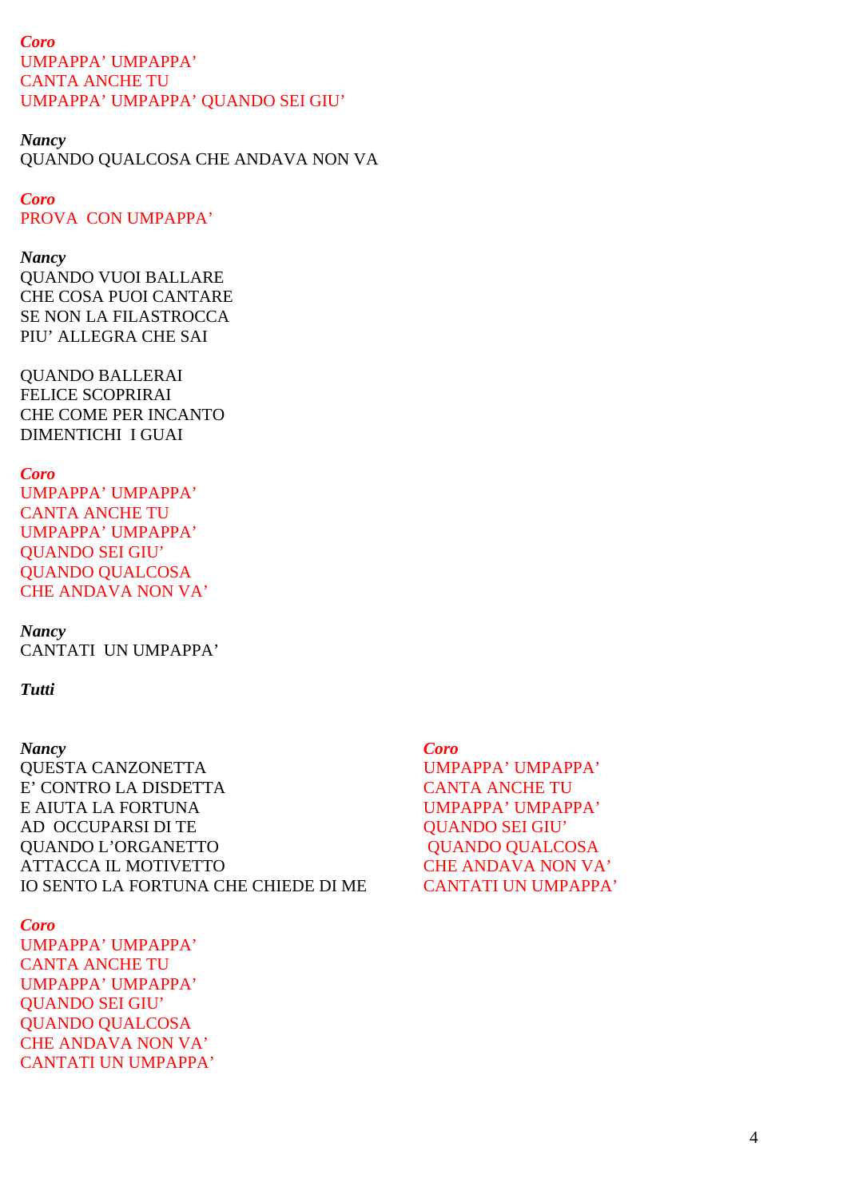***Coro***
UMPAPPA’ UMPAPPA’
CANTA ANCHE TU
UMPAPPA’ UMPAPPA’ QUANDO SEI GIU’

***Nancy***
QUANDO QUALCOSA CHE ANDAVA NON VA

***Coro***
PROVA CON UMPAPPA’

***Nancy***
QUANDO VUOI BALLARE
CHE COSA PUOI CANTARE
SE NON LA FILASTROCCA
PIU’ ALLEGRA CHE SAI

QUANDO BALLERAI
FELICE SCOPRIRAI
CHE COME PER INCANTO
DIMENTICHI I GUAI

***Coro***
UMPAPPA’ UMPAPPA’
CANTA ANCHE TU
UMPAPPA’ UMPAPPA’
QUANDO SEI GIU’
QUANDO QUALCOSA
CHE ANDAVA NON VA’

***Nancy***
CANTATI UN UMPAPPA’

***Tutti***

***Nancy***
QUESTA CANZONETTA
E’ CONTRO LA DISDETTA
E AIUTA LA FORTUNA
AD OCCUPARSI DI TE
QUANDO L’ORGANETTO
ATTACCA IL MOTIVETTO
IO SENTO LA FORTUNA CHE CHIEDE DI ME

***Coro***
UMPAPPA’ UMPAPPA’
CANTA ANCHE TU
UMPAPPA’ UMPAPPA’
QUANDO SEI GIU’
QUANDO QUALCOSA
CHE ANDAVA NON VA’
CANTATI UN UMPAPPA’

***Coro***
UMPAPPA’ UMPAPPA’
CANTA ANCHE TU
UMPAPPA’ UMPAPPA’
QUANDO SEI GIU’
QUANDO QUALCOSA
CHE ANDAVA NON VA’
CANTATI UN UMPAPPA’